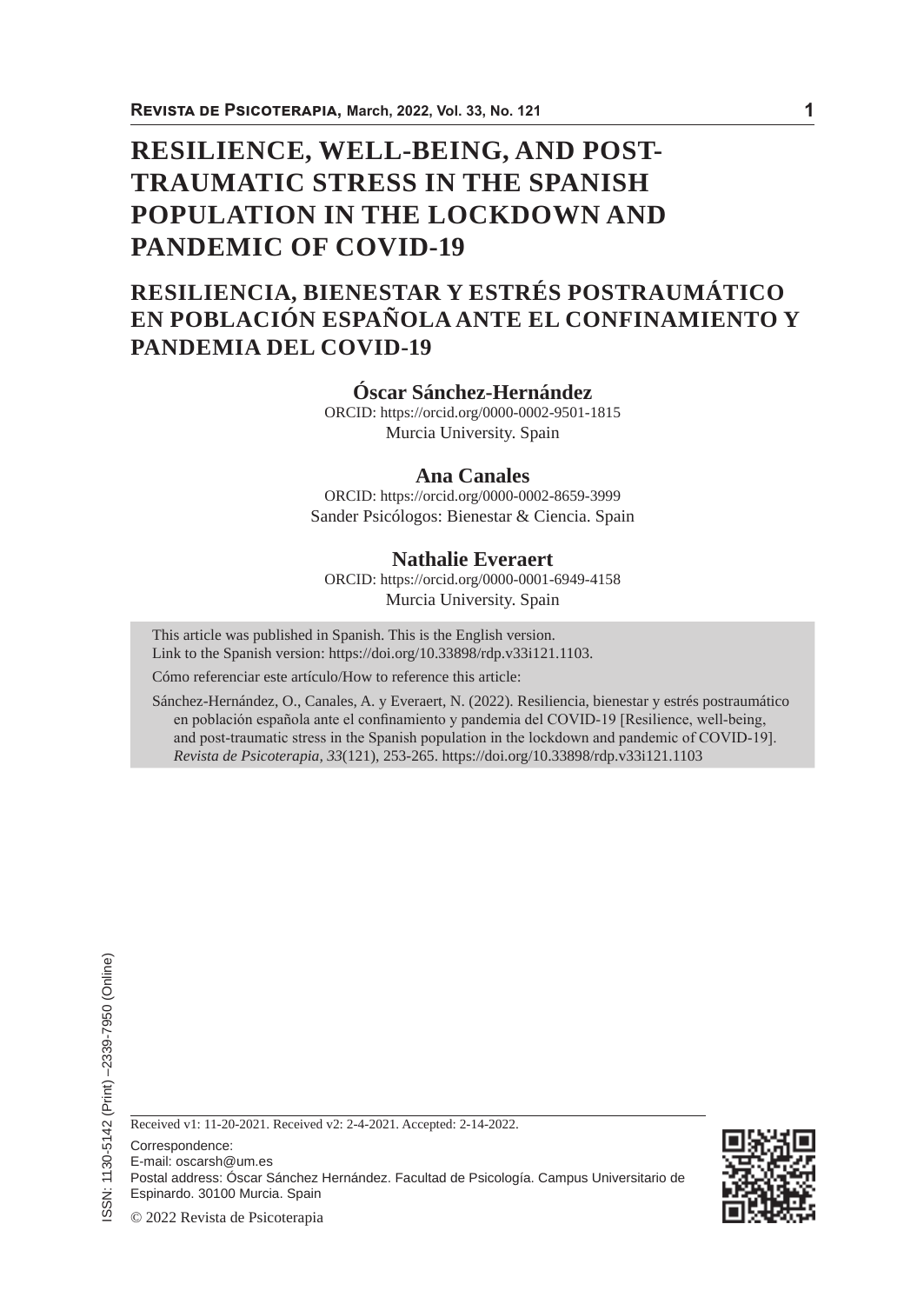# RESILIENCE, WELL-BEING, AND POST-TRAUMATIC STRESS IN THE SPANISH POPULATION IN THE LOCKDOWN AND PANDEMIC OF COVID-19

## RESILIENCIA, BIENESTAR Y ESTRÉS POSTRAUMÁTICO EN POBLACIÓN ESPAÑOLA ANTE EL CONFINAMIENTO Y PANDEMIA DEL COVID-19

**Óscar Sánchez-Hernández**
ORCID: https://orcid.org/0000-0002-9501-1815
Murcia University. Spain

**Ana Canales**
ORCID: https://orcid.org/0000-0002-8659-3999
Sander Psicólogos: Bienestar & Ciencia. Spain

**Nathalie Everaert**
ORCID: https://orcid.org/0000-0001-6949-4158
Murcia University. Spain

This article was published in Spanish. This is the English version.
Link to the Spanish version: https://doi.org/10.33898/rdp.v33i121.1103.

Cómo referenciar este artículo/How to reference this article:

Sánchez-Hernández, O., Canales, A. y Everaert, N. (2022). Resiliencia, bienestar y estrés postraumático en población española ante el confinamiento y pandemia del COVID-19 [Resilience, well-being, and post-traumatic stress in the Spanish population in the lockdown and pandemic of COVID-19]. *Revista de Psicoterapia, 33*(121), 253-265. https://doi.org/10.33898/rdp.v33i121.1103

ISSN: 1130-5142 (Print) –2339-7950 (Online)

Received v1: 11-20-2021. Received v2: 2-4-2021. Accepted: 2-14-2022.

Correspondence:
E-mail: oscarsh@um.es
Postal address: Óscar Sánchez Hernández. Facultad de Psicología. Campus Universitario de Espinardo. 30100 Murcia. Spain

© 2022 Revista de Psicoterapia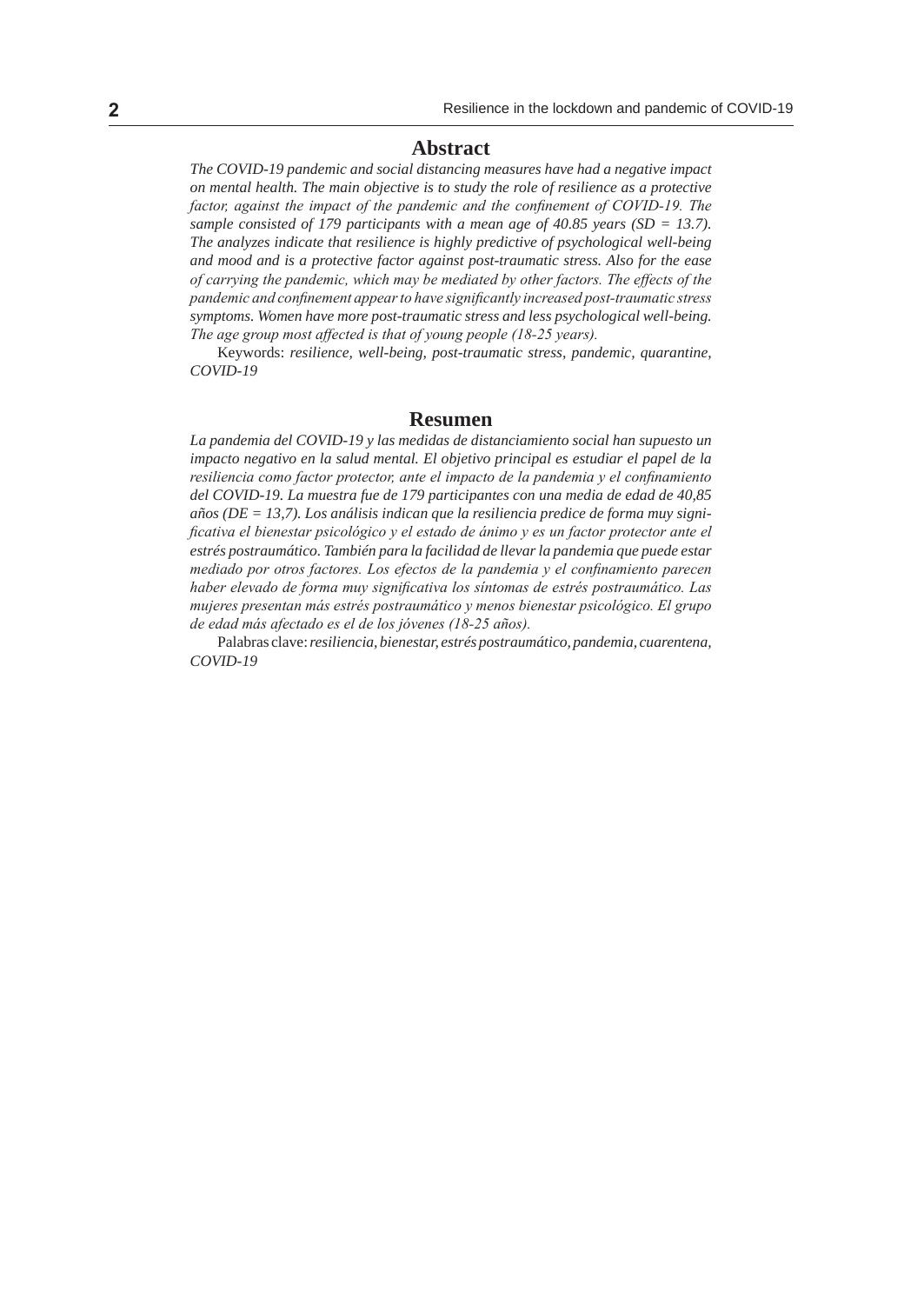## Abstract

*The COVID-19 pandemic and social distancing measures have had a negative impact on mental health. The main objective is to study the role of resilience as a protective factor, against the impact of the pandemic and the confinement of COVID-19. The sample consisted of 179 participants with a mean age of 40.85 years (SD = 13.7). The analyzes indicate that resilience is highly predictive of psychological well-being and mood and is a protective factor against post-traumatic stress. Also for the ease of carrying the pandemic, which may be mediated by other factors. The effects of the pandemic and confinement appear to have significantly increased post-traumatic stress symptoms. Women have more post-traumatic stress and less psychological well-being. The age group most affected is that of young people (18-25 years).*

Keywords: *resilience, well-being, post-traumatic stress, pandemic, quarantine, COVID-19*

## Resumen

*La pandemia del COVID-19 y las medidas de distanciamiento social han supuesto un impacto negativo en la salud mental. El objetivo principal es estudiar el papel de la resiliencia como factor protector, ante el impacto de la pandemia y el confinamiento del COVID-19. La muestra fue de 179 participantes con una media de edad de 40,85 años (DE = 13,7). Los análisis indican que la resiliencia predice de forma muy significativa el bienestar psicológico y el estado de ánimo y es un factor protector ante el estrés postraumático. También para la facilidad de llevar la pandemia que puede estar mediado por otros factores. Los efectos de la pandemia y el confinamiento parecen haber elevado de forma muy significativa los síntomas de estrés postraumático. Las mujeres presentan más estrés postraumático y menos bienestar psicológico. El grupo de edad más afectado es el de los jóvenes (18-25 años).*

Palabras clave: *resiliencia, bienestar, estrés postraumático, pandemia, cuarentena, COVID-19*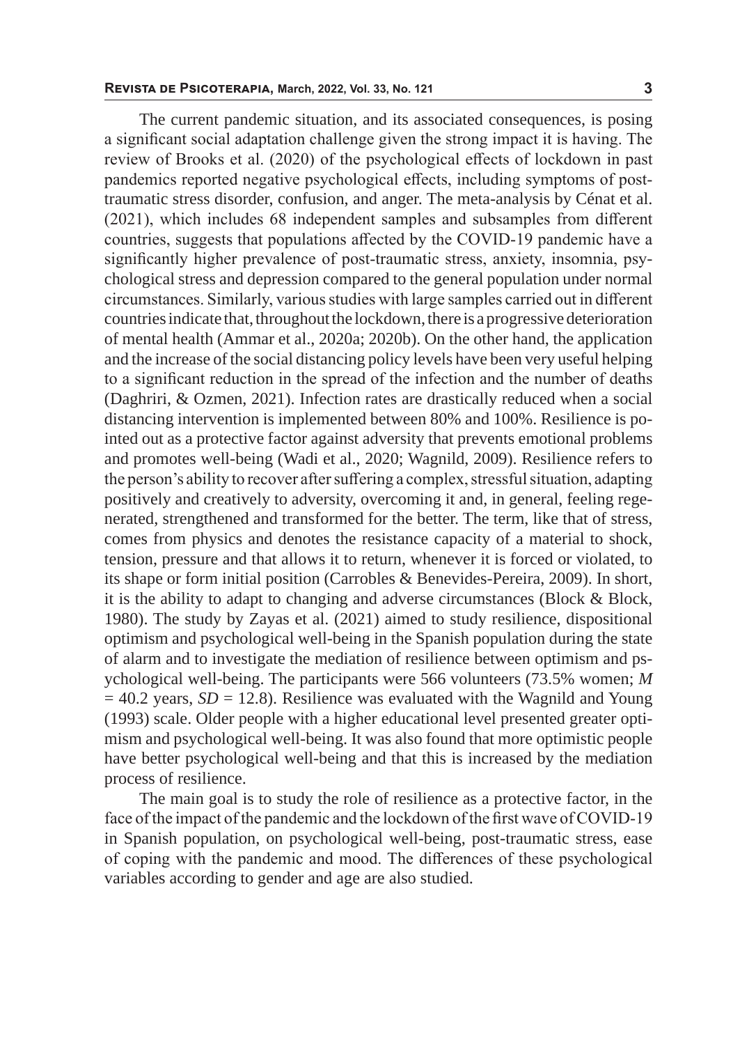The current pandemic situation, and its associated consequences, is posing a significant social adaptation challenge given the strong impact it is having. The review of Brooks et al. (2020) of the psychological effects of lockdown in past pandemics reported negative psychological effects, including symptoms of post-traumatic stress disorder, confusion, and anger. The meta-analysis by Cénat et al. (2021), which includes 68 independent samples and subsamples from different countries, suggests that populations affected by the COVID-19 pandemic have a significantly higher prevalence of post-traumatic stress, anxiety, insomnia, psychological stress and depression compared to the general population under normal circumstances. Similarly, various studies with large samples carried out in different countries indicate that, throughout the lockdown, there is a progressive deterioration of mental health (Ammar et al., 2020a; 2020b). On the other hand, the application and the increase of the social distancing policy levels have been very useful helping to a significant reduction in the spread of the infection and the number of deaths (Daghriri, & Ozmen, 2021). Infection rates are drastically reduced when a social distancing intervention is implemented between 80% and 100%. Resilience is pointed out as a protective factor against adversity that prevents emotional problems and promotes well-being (Wadi et al., 2020; Wagnild, 2009). Resilience refers to the person's ability to recover after suffering a complex, stressful situation, adapting positively and creatively to adversity, overcoming it and, in general, feeling regenerated, strengthened and transformed for the better. The term, like that of stress, comes from physics and denotes the resistance capacity of a material to shock, tension, pressure and that allows it to return, whenever it is forced or violated, to its shape or form initial position (Carrobles & Benevides-Pereira, 2009). In short, it is the ability to adapt to changing and adverse circumstances (Block & Block, 1980). The study by Zayas et al. (2021) aimed to study resilience, dispositional optimism and psychological well-being in the Spanish population during the state of alarm and to investigate the mediation of resilience between optimism and psychological well-being. The participants were 566 volunteers (73.5% women; $M = 40.2$ years, $SD = 12.8$). Resilience was evaluated with the Wagnild and Young (1993) scale. Older people with a higher educational level presented greater optimism and psychological well-being. It was also found that more optimistic people have better psychological well-being and that this is increased by the mediation process of resilience.

The main goal is to study the role of resilience as a protective factor, in the face of the impact of the pandemic and the lockdown of the first wave of COVID-19 in Spanish population, on psychological well-being, post-traumatic stress, ease of coping with the pandemic and mood. The differences of these psychological variables according to gender and age are also studied.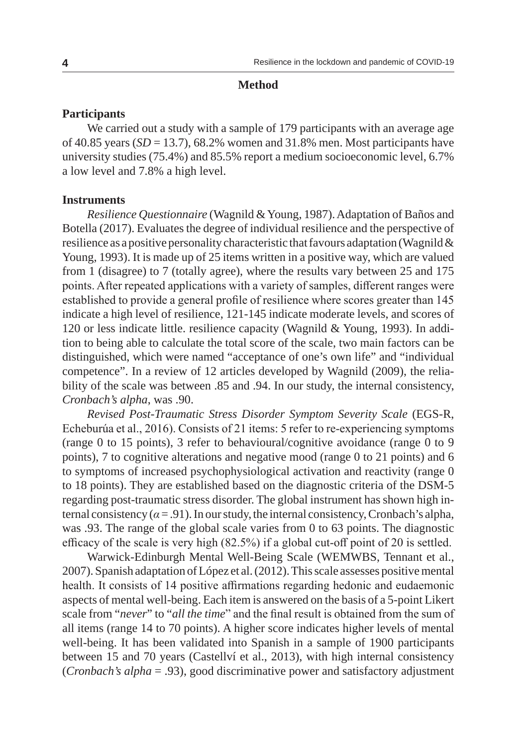## Method

### Participants

We carried out a study with a sample of 179 participants with an average age of 40.85 years (*SD* = 13.7), 68.2% women and 31.8% men. Most participants have university studies (75.4%) and 85.5% report a medium socioeconomic level, 6.7% a low level and 7.8% a high level.

### Instruments

*Resilience Questionnaire* (Wagnild & Young, 1987). Adaptation of Baños and Botella (2017). Evaluates the degree of individual resilience and the perspective of resilience as a positive personality characteristic that favours adaptation (Wagnild & Young, 1993). It is made up of 25 items written in a positive way, which are valued from 1 (disagree) to 7 (totally agree), where the results vary between 25 and 175 points. After repeated applications with a variety of samples, different ranges were established to provide a general profile of resilience where scores greater than 145 indicate a high level of resilience, 121-145 indicate moderate levels, and scores of 120 or less indicate little. resilience capacity (Wagnild & Young, 1993). In addition to being able to calculate the total score of the scale, two main factors can be distinguished, which were named "acceptance of one's own life" and "individual competence". In a review of 12 articles developed by Wagnild (2009), the reliability of the scale was between .85 and .94. In our study, the internal consistency, *Cronbach's alpha*, was .90.

*Revised Post-Traumatic Stress Disorder Symptom Severity Scale* (EGS-R, Echeburúa et al., 2016). Consists of 21 items: 5 refer to re-experiencing symptoms (range 0 to 15 points), 3 refer to behavioural/cognitive avoidance (range 0 to 9 points), 7 to cognitive alterations and negative mood (range 0 to 21 points) and 6 to symptoms of increased psychophysiological activation and reactivity (range 0 to 18 points). They are established based on the diagnostic criteria of the DSM-5 regarding post-traumatic stress disorder. The global instrument has shown high internal consistency ($\alpha = .91$). In our study, the internal consistency, Cronbach's alpha, was .93. The range of the global scale varies from 0 to 63 points. The diagnostic efficacy of the scale is very high (82.5%) if a global cut-off point of 20 is settled.

Warwick-Edinburgh Mental Well-Being Scale (WEMWBS, Tennant et al., 2007). Spanish adaptation of López et al. (2012). This scale assesses positive mental health. It consists of 14 positive affirmations regarding hedonic and eudaemonic aspects of mental well-being. Each item is answered on the basis of a 5-point Likert scale from "*never*" to "*all the time*" and the final result is obtained from the sum of all items (range 14 to 70 points). A higher score indicates higher levels of mental well-being. It has been validated into Spanish in a sample of 1900 participants between 15 and 70 years (Castellví et al., 2013), with high internal consistency (*Cronbach's alpha* = .93), good discriminative power and satisfactory adjustment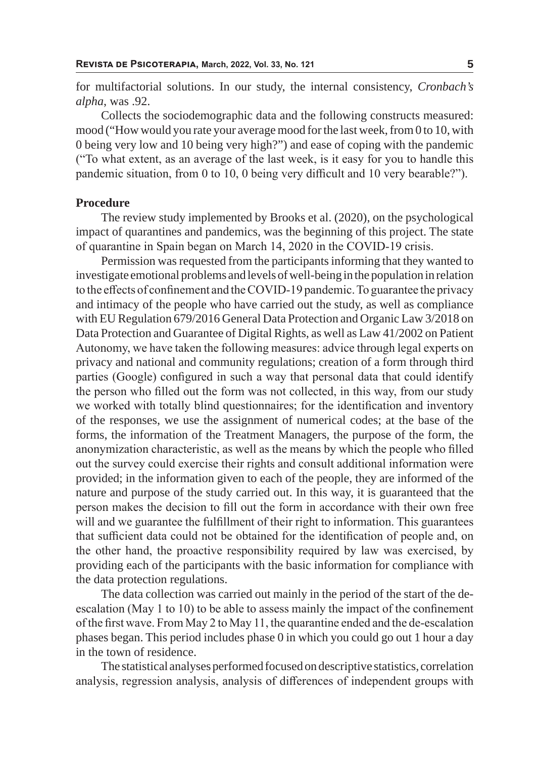for multifactorial solutions. In our study, the internal consistency, *Cronbach's alpha*, was .92.

Collects the sociodemographic data and the following constructs measured: mood ("How would you rate your average mood for the last week, from 0 to 10, with 0 being very low and 10 being very high?") and ease of coping with the pandemic ("To what extent, as an average of the last week, is it easy for you to handle this pandemic situation, from 0 to 10, 0 being very difficult and 10 very bearable?").

### Procedure

The review study implemented by Brooks et al. (2020), on the psychological impact of quarantines and pandemics, was the beginning of this project. The state of quarantine in Spain began on March 14, 2020 in the COVID-19 crisis.

Permission was requested from the participants informing that they wanted to investigate emotional problems and levels of well-being in the population in relation to the effects of confinement and the COVID-19 pandemic. To guarantee the privacy and intimacy of the people who have carried out the study, as well as compliance with EU Regulation 679/2016 General Data Protection and Organic Law 3/2018 on Data Protection and Guarantee of Digital Rights, as well as Law 41/2002 on Patient Autonomy, we have taken the following measures: advice through legal experts on privacy and national and community regulations; creation of a form through third parties (Google) configured in such a way that personal data that could identify the person who filled out the form was not collected, in this way, from our study we worked with totally blind questionnaires; for the identification and inventory of the responses, we use the assignment of numerical codes; at the base of the forms, the information of the Treatment Managers, the purpose of the form, the anonymization characteristic, as well as the means by which the people who filled out the survey could exercise their rights and consult additional information were provided; in the information given to each of the people, they are informed of the nature and purpose of the study carried out. In this way, it is guaranteed that the person makes the decision to fill out the form in accordance with their own free will and we guarantee the fulfillment of their right to information. This guarantees that sufficient data could not be obtained for the identification of people and, on the other hand, the proactive responsibility required by law was exercised, by providing each of the participants with the basic information for compliance with the data protection regulations.

The data collection was carried out mainly in the period of the start of the de-escalation (May 1 to 10) to be able to assess mainly the impact of the confinement of the first wave. From May 2 to May 11, the quarantine ended and the de-escalation phases began. This period includes phase 0 in which you could go out 1 hour a day in the town of residence.

The statistical analyses performed focused on descriptive statistics, correlation analysis, regression analysis, analysis of differences of independent groups with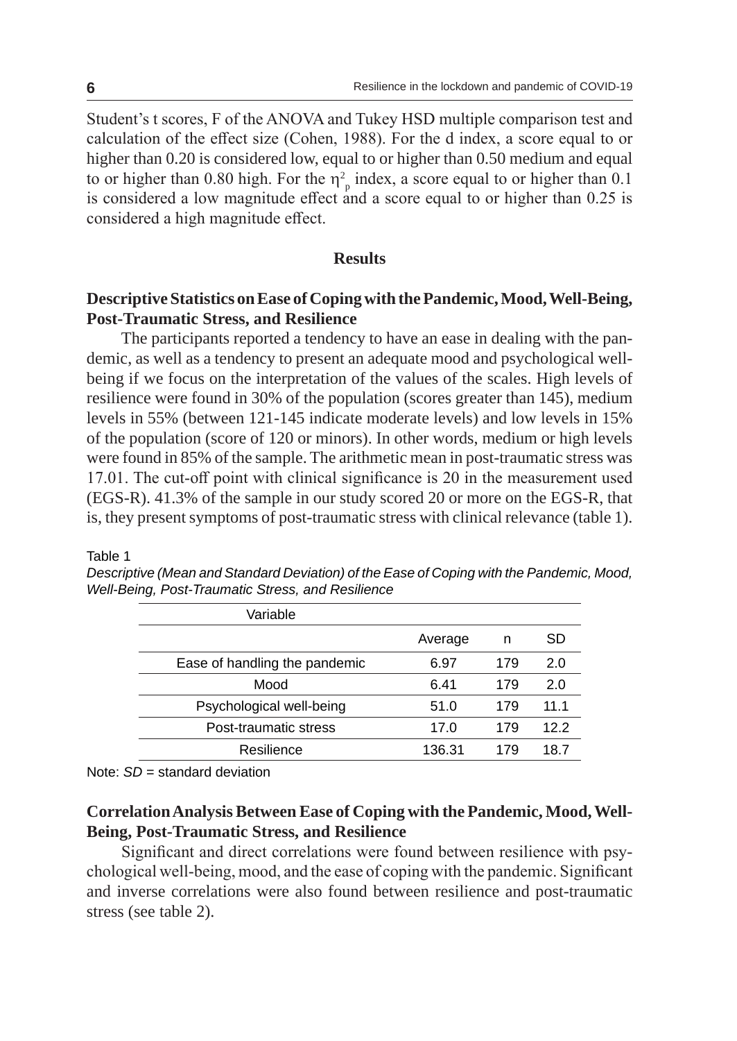Student's t scores, F of the ANOVA and Tukey HSD multiple comparison test and calculation of the effect size (Cohen, 1988). For the d index, a score equal to or higher than 0.20 is considered low, equal to or higher than 0.50 medium and equal to or higher than 0.80 high. For the $\eta^2_p$ index, a score equal to or higher than 0.1 is considered a low magnitude effect and a score equal to or higher than 0.25 is considered a high magnitude effect.

## Results

### Descriptive Statistics on Ease of Coping with the Pandemic, Mood, Well-Being, Post-Traumatic Stress, and Resilience

The participants reported a tendency to have an ease in dealing with the pandemic, as well as a tendency to present an adequate mood and psychological well-being if we focus on the interpretation of the values of the scales. High levels of resilience were found in 30% of the population (scores greater than 145), medium levels in 55% (between 121-145 indicate moderate levels) and low levels in 15% of the population (score of 120 or minors). In other words, medium or high levels were found in 85% of the sample. The arithmetic mean in post-traumatic stress was 17.01. The cut-off point with clinical significance is 20 in the measurement used (EGS-R). 41.3% of the sample in our study scored 20 or more on the EGS-R, that is, they present symptoms of post-traumatic stress with clinical relevance (table 1).

Table 1

*Descriptive (Mean and Standard Deviation) of the Ease of Coping with the Pandemic, Mood, Well-Being, Post-Traumatic Stress, and Resilience*

| Variable | Average | n | SD |
|---|---|---|---|
| Ease of handling the pandemic | 6.97 | 179 | 2.0 |
| Mood | 6.41 | 179 | 2.0 |
| Psychological well-being | 51.0 | 179 | 11.1 |
| Post-traumatic stress | 17.0 | 179 | 12.2 |
| Resilience | 136.31 | 179 | 18.7 |

Note: *SD* = standard deviation

### Correlation Analysis Between Ease of Coping with the Pandemic, Mood, Well-Being, Post-Traumatic Stress, and Resilience

Significant and direct correlations were found between resilience with psychological well-being, mood, and the ease of coping with the pandemic. Significant and inverse correlations were also found between resilience and post-traumatic stress (see table 2).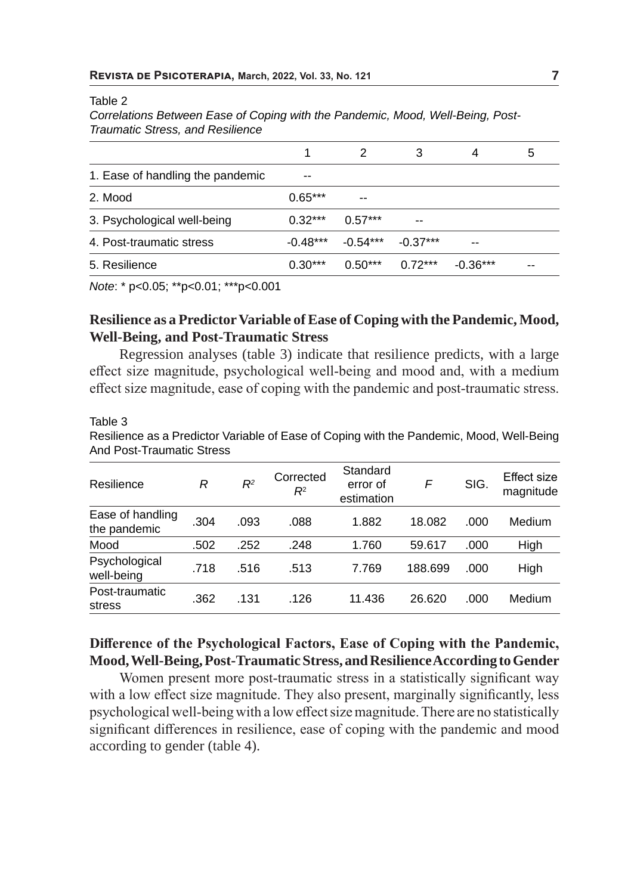Table 2

*Correlations Between Ease of Coping with the Pandemic, Mood, Well-Being, Post-Traumatic Stress, and Resilience*

| | 1 | 2 | 3 | 4 | 5 |
|---|---|---|---|---|---|
| 1. Ease of handling the pandemic | -- | | | | |
| 2. Mood | 0.65*** | -- | | | |
| 3. Psychological well-being | 0.32*** | 0.57*** | -- | | |
| 4. Post-traumatic stress | -0.48*** | -0.54*** | -0.37*** | -- | |
| 5. Resilience | 0.30*** | 0.50*** | 0.72*** | -0.36*** | -- |

*Note*: * p<0.05; **p<0.01; ***p<0.001

## Resilience as a Predictor Variable of Ease of Coping with the Pandemic, Mood, Well-Being, and Post-Traumatic Stress

Regression analyses (table 3) indicate that resilience predicts, with a large effect size magnitude, psychological well-being and mood and, with a medium effect size magnitude, ease of coping with the pandemic and post-traumatic stress.

Table 3

Resilience as a Predictor Variable of Ease of Coping with the Pandemic, Mood, Well-Being And Post-Traumatic Stress

| Resilience | *R* | $R^2$ | Corrected $R^2$ | Standard error of estimation | *F* | SIG. | Effect size magnitude |
|---|---|---|---|---|---|---|---|
| Ease of handling the pandemic | .304 | .093 | .088 | 1.882 | 18.082 | .000 | Medium |
| Mood | .502 | .252 | .248 | 1.760 | 59.617 | .000 | High |
| Psychological well-being | .718 | .516 | .513 | 7.769 | 188.699 | .000 | High |
| Post-traumatic stress | .362 | .131 | .126 | 11.436 | 26.620 | .000 | Medium |

## Difference of the Psychological Factors, Ease of Coping with the Pandemic, Mood, Well-Being, Post-Traumatic Stress, and Resilience According to Gender

Women present more post-traumatic stress in a statistically significant way with a low effect size magnitude. They also present, marginally significantly, less psychological well-being with a low effect size magnitude. There are no statistically significant differences in resilience, ease of coping with the pandemic and mood according to gender (table 4).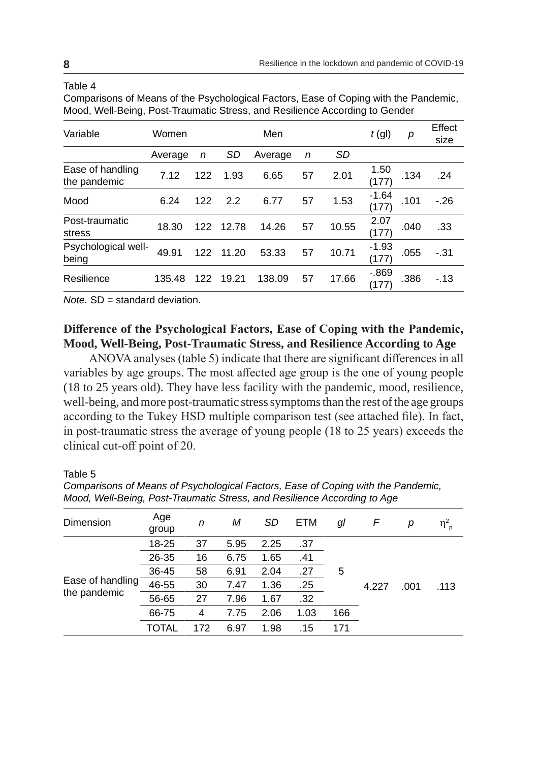Table 4

Comparisons of Means of the Psychological Factors, Ease of Coping with the Pandemic, Mood, Well-Being, Post-Traumatic Stress, and Resilience According to Gender

| Variable | Women | | | Men | | | *t* (gl) | *p* | Effect size |
|---|---|---|---|---|---|---|---|---|---|
| | Average | *n* | *SD* | Average | *n* | *SD* | | | |
| Ease of handling the pandemic | 7.12 | 122 | 1.93 | 6.65 | 57 | 2.01 | 1.50 (177) | .134 | .24 |
| Mood | 6.24 | 122 | 2.2 | 6.77 | 57 | 1.53 | -1.64 (177) | .101 | -.26 |
| Post-traumatic stress | 18.30 | 122 | 12.78 | 14.26 | 57 | 10.55 | 2.07 (177) | .040 | .33 |
| Psychological well-being | 49.91 | 122 | 11.20 | 53.33 | 57 | 10.71 | -1.93 (177) | .055 | -.31 |
| Resilience | 135.48 | 122 | 19.21 | 138.09 | 57 | 17.66 | -.869 (177) | .386 | -.13 |

*Note.* SD = standard deviation.

## Difference of the Psychological Factors, Ease of Coping with the Pandemic, Mood, Well-Being, Post-Traumatic Stress, and Resilience According to Age

ANOVA analyses (table 5) indicate that there are significant differences in all variables by age groups. The most affected age group is the one of young people (18 to 25 years old). They have less facility with the pandemic, mood, resilience, well-being, and more post-traumatic stress symptoms than the rest of the age groups according to the Tukey HSD multiple comparison test (see attached file). In fact, in post-traumatic stress the average of young people (18 to 25 years) exceeds the clinical cut-off point of 20.

Table 5

*Comparisons of Means of Psychological Factors, Ease of Coping with the Pandemic, Mood, Well-Being, Post-Traumatic Stress, and Resilience According to Age*

| Dimension | Age group | *n* | *M* | *SD* | ETM | *gl* | *F* | *p* | $\eta^2_p$ |
|---|---|---|---|---|---|---|---|---|---|
| Ease of handling the pandemic | 18-25 | 37 | 5.95 | 2.25 | .37 | 5 | 4.227 | .001 | .113 |
| | 26-35 | 16 | 6.75 | 1.65 | .41 | | | | |
| | 36-45 | 58 | 6.91 | 2.04 | .27 | | | | |
| | 46-55 | 30 | 7.47 | 1.36 | .25 | | | | |
| | 56-65 | 27 | 7.96 | 1.67 | .32 | | | | |
| | 66-75 | 4 | 7.75 | 2.06 | 1.03 | 166 | | | |
| | TOTAL | 172 | 6.97 | 1.98 | .15 | 171 | | | |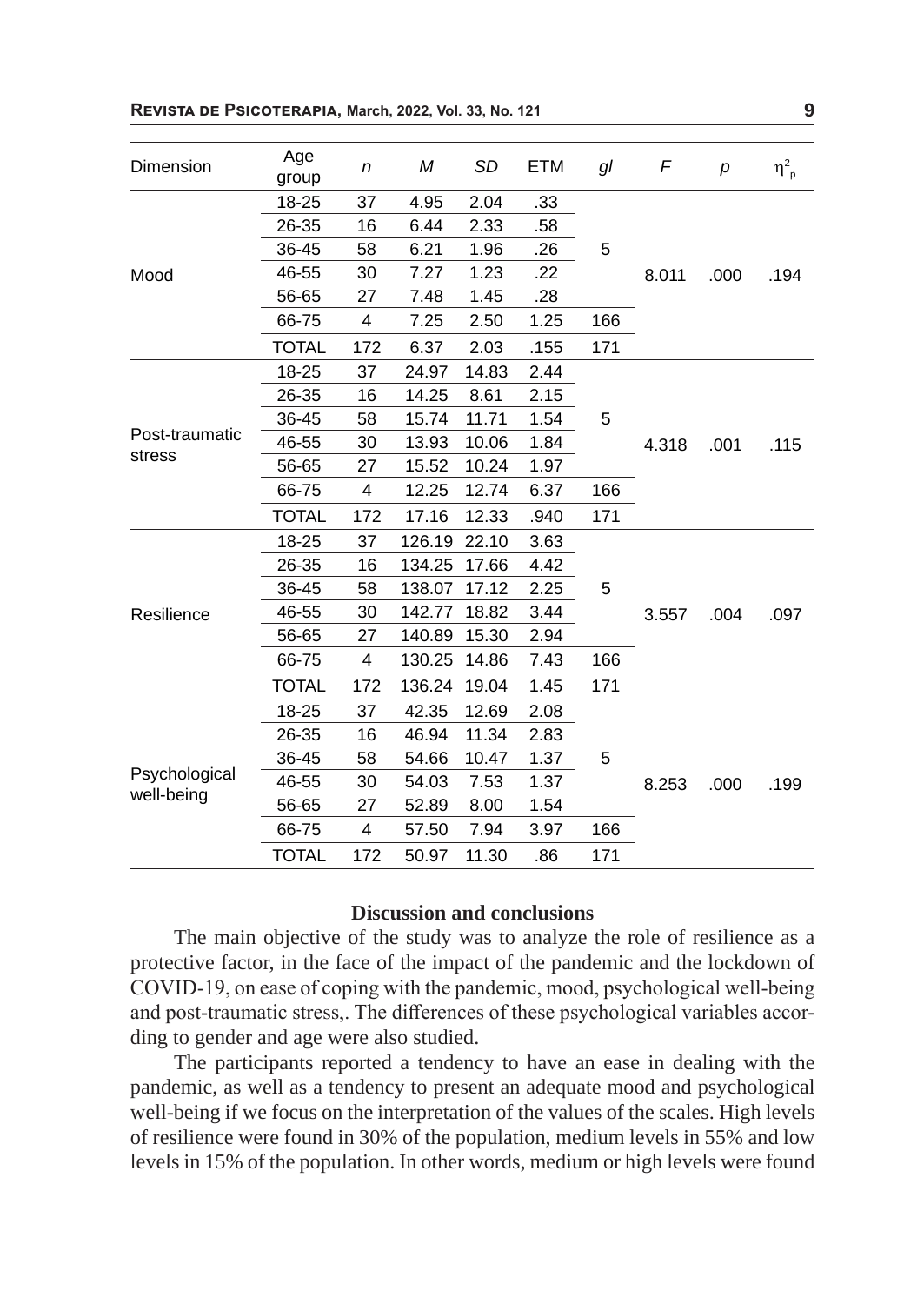| Dimension | Age group | *n* | *M* | *SD* | ETM | *gl* | *F* | *p* | $\eta^2_p$ |
|---|---|---|---|---|---|---|---|---|---|
| Mood | 18-25 | 37 | 4.95 | 2.04 | .33 | 5 | 8.011 | .000 | .194 |
| | 26-35 | 16 | 6.44 | 2.33 | .58 | | | | |
| | 36-45 | 58 | 6.21 | 1.96 | .26 | | | | |
| | 46-55 | 30 | 7.27 | 1.23 | .22 | | | | |
| | 56-65 | 27 | 7.48 | 1.45 | .28 | | | | |
| | 66-75 | 4 | 7.25 | 2.50 | 1.25 | 166 | | | |
| | TOTAL | 172 | 6.37 | 2.03 | .155 | 171 | | | |
| Post-traumatic stress | 18-25 | 37 | 24.97 | 14.83 | 2.44 | 5 | 4.318 | .001 | .115 |
| | 26-35 | 16 | 14.25 | 8.61 | 2.15 | | | | |
| | 36-45 | 58 | 15.74 | 11.71 | 1.54 | | | | |
| | 46-55 | 30 | 13.93 | 10.06 | 1.84 | | | | |
| | 56-65 | 27 | 15.52 | 10.24 | 1.97 | | | | |
| | 66-75 | 4 | 12.25 | 12.74 | 6.37 | 166 | | | |
| | TOTAL | 172 | 17.16 | 12.33 | .940 | 171 | | | |
| Resilience | 18-25 | 37 | 126.19 | 22.10 | 3.63 | 5 | 3.557 | .004 | .097 |
| | 26-35 | 16 | 134.25 | 17.66 | 4.42 | | | | |
| | 36-45 | 58 | 138.07 | 17.12 | 2.25 | | | | |
| | 46-55 | 30 | 142.77 | 18.82 | 3.44 | | | | |
| | 56-65 | 27 | 140.89 | 15.30 | 2.94 | | | | |
| | 66-75 | 4 | 130.25 | 14.86 | 7.43 | 166 | | | |
| | TOTAL | 172 | 136.24 | 19.04 | 1.45 | 171 | | | |
| Psychological well-being | 18-25 | 37 | 42.35 | 12.69 | 2.08 | 5 | 8.253 | .000 | .199 |
| | 26-35 | 16 | 46.94 | 11.34 | 2.83 | | | | |
| | 36-45 | 58 | 54.66 | 10.47 | 1.37 | | | | |
| | 46-55 | 30 | 54.03 | 7.53 | 1.37 | | | | |
| | 56-65 | 27 | 52.89 | 8.00 | 1.54 | | | | |
| | 66-75 | 4 | 57.50 | 7.94 | 3.97 | 166 | | | |
| | TOTAL | 172 | 50.97 | 11.30 | .86 | 171 | | | |

## Discussion and conclusions

The main objective of the study was to analyze the role of resilience as a protective factor, in the face of the impact of the pandemic and the lockdown of COVID-19, on ease of coping with the pandemic, mood, psychological well-being and post-traumatic stress,. The differences of these psychological variables according to gender and age were also studied.

The participants reported a tendency to have an ease in dealing with the pandemic, as well as a tendency to present an adequate mood and psychological well-being if we focus on the interpretation of the values of the scales. High levels of resilience were found in 30% of the population, medium levels in 55% and low levels in 15% of the population. In other words, medium or high levels were found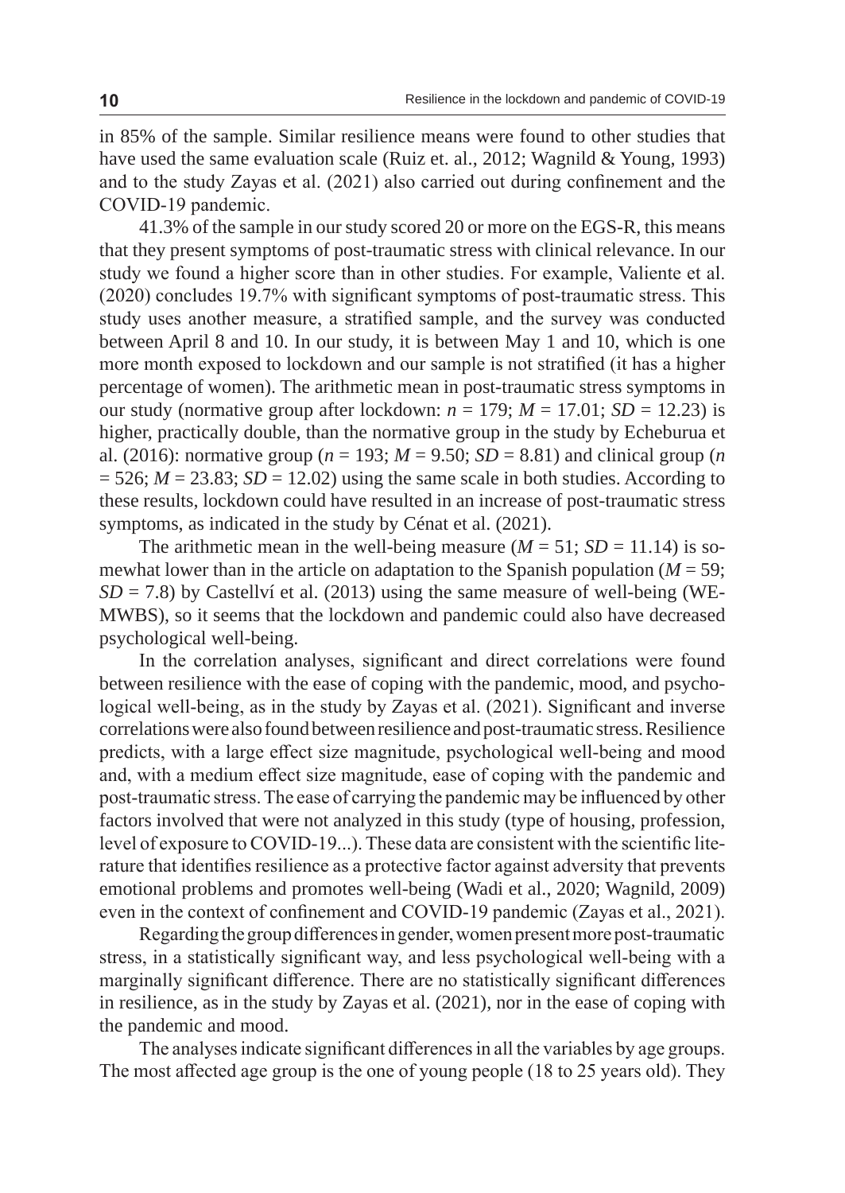in 85% of the sample. Similar resilience means were found to other studies that have used the same evaluation scale (Ruiz et. al., 2012; Wagnild & Young, 1993) and to the study Zayas et al. (2021) also carried out during confinement and the COVID-19 pandemic.

41.3% of the sample in our study scored 20 or more on the EGS-R, this means that they present symptoms of post-traumatic stress with clinical relevance. In our study we found a higher score than in other studies. For example, Valiente et al. (2020) concludes 19.7% with significant symptoms of post-traumatic stress. This study uses another measure, a stratified sample, and the survey was conducted between April 8 and 10. In our study, it is between May 1 and 10, which is one more month exposed to lockdown and our sample is not stratified (it has a higher percentage of women). The arithmetic mean in post-traumatic stress symptoms in our study (normative group after lockdown: $n = 179$; $M = 17.01$; $SD = 12.23$) is higher, practically double, than the normative group in the study by Echeburua et al. (2016): normative group ($n = 193$; $M = 9.50$; $SD = 8.81$) and clinical group ($n = 526$; $M = 23.83$; $SD = 12.02$) using the same scale in both studies. According to these results, lockdown could have resulted in an increase of post-traumatic stress symptoms, as indicated in the study by Cénat et al. (2021).

The arithmetic mean in the well-being measure ($M = 51$; $SD = 11.14$) is somewhat lower than in the article on adaptation to the Spanish population ($M = 59$; $SD = 7.8$) by Castellví et al. (2013) using the same measure of well-being (WEMWBS), so it seems that the lockdown and pandemic could also have decreased psychological well-being.

In the correlation analyses, significant and direct correlations were found between resilience with the ease of coping with the pandemic, mood, and psychological well-being, as in the study by Zayas et al. (2021). Significant and inverse correlations were also found between resilience and post-traumatic stress. Resilience predicts, with a large effect size magnitude, psychological well-being and mood and, with a medium effect size magnitude, ease of coping with the pandemic and post-traumatic stress. The ease of carrying the pandemic may be influenced by other factors involved that were not analyzed in this study (type of housing, profession, level of exposure to COVID-19...). These data are consistent with the scientific literature that identifies resilience as a protective factor against adversity that prevents emotional problems and promotes well-being (Wadi et al., 2020; Wagnild, 2009) even in the context of confinement and COVID-19 pandemic (Zayas et al., 2021).

Regarding the group differences in gender, women present more post-traumatic stress, in a statistically significant way, and less psychological well-being with a marginally significant difference. There are no statistically significant differences in resilience, as in the study by Zayas et al. (2021), nor in the ease of coping with the pandemic and mood.

The analyses indicate significant differences in all the variables by age groups. The most affected age group is the one of young people (18 to 25 years old). They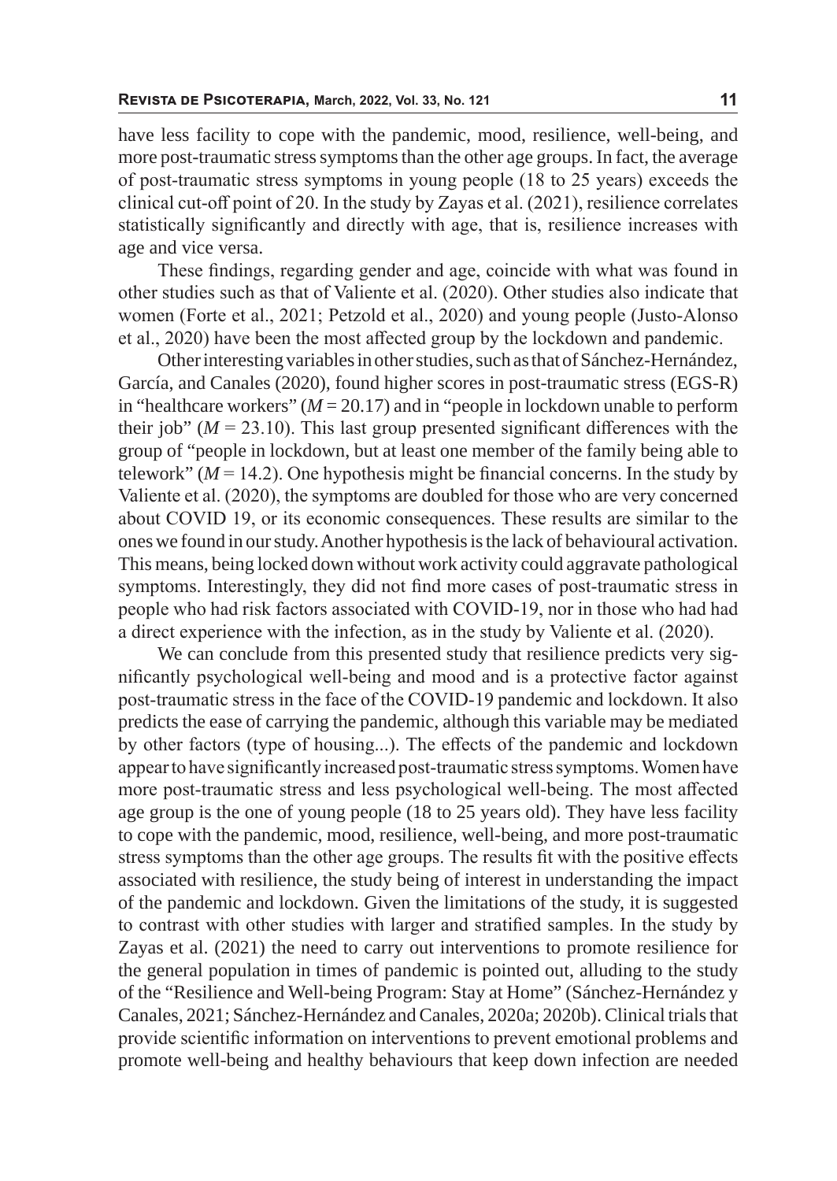have less facility to cope with the pandemic, mood, resilience, well-being, and more post-traumatic stress symptoms than the other age groups. In fact, the average of post-traumatic stress symptoms in young people (18 to 25 years) exceeds the clinical cut-off point of 20. In the study by Zayas et al. (2021), resilience correlates statistically significantly and directly with age, that is, resilience increases with age and vice versa.

These findings, regarding gender and age, coincide with what was found in other studies such as that of Valiente et al. (2020). Other studies also indicate that women (Forte et al., 2021; Petzold et al., 2020) and young people (Justo-Alonso et al., 2020) have been the most affected group by the lockdown and pandemic.

Other interesting variables in other studies, such as that of Sánchez-Hernández, García, and Canales (2020), found higher scores in post-traumatic stress (EGS-R) in "healthcare workers" ($M = 20.17$) and in "people in lockdown unable to perform their job" ($M = 23.10$). This last group presented significant differences with the group of "people in lockdown, but at least one member of the family being able to telework" ($M = 14.2$). One hypothesis might be financial concerns. In the study by Valiente et al. (2020), the symptoms are doubled for those who are very concerned about COVID 19, or its economic consequences. These results are similar to the ones we found in our study. Another hypothesis is the lack of behavioural activation. This means, being locked down without work activity could aggravate pathological symptoms. Interestingly, they did not find more cases of post-traumatic stress in people who had risk factors associated with COVID-19, nor in those who had had a direct experience with the infection, as in the study by Valiente et al. (2020).

We can conclude from this presented study that resilience predicts very significantly psychological well-being and mood and is a protective factor against post-traumatic stress in the face of the COVID-19 pandemic and lockdown. It also predicts the ease of carrying the pandemic, although this variable may be mediated by other factors (type of housing...). The effects of the pandemic and lockdown appear to have significantly increased post-traumatic stress symptoms. Women have more post-traumatic stress and less psychological well-being. The most affected age group is the one of young people (18 to 25 years old). They have less facility to cope with the pandemic, mood, resilience, well-being, and more post-traumatic stress symptoms than the other age groups. The results fit with the positive effects associated with resilience, the study being of interest in understanding the impact of the pandemic and lockdown. Given the limitations of the study, it is suggested to contrast with other studies with larger and stratified samples. In the study by Zayas et al. (2021) the need to carry out interventions to promote resilience for the general population in times of pandemic is pointed out, alluding to the study of the "Resilience and Well-being Program: Stay at Home" (Sánchez-Hernández y Canales, 2021; Sánchez-Hernández and Canales, 2020a; 2020b). Clinical trials that provide scientific information on interventions to prevent emotional problems and promote well-being and healthy behaviours that keep down infection are needed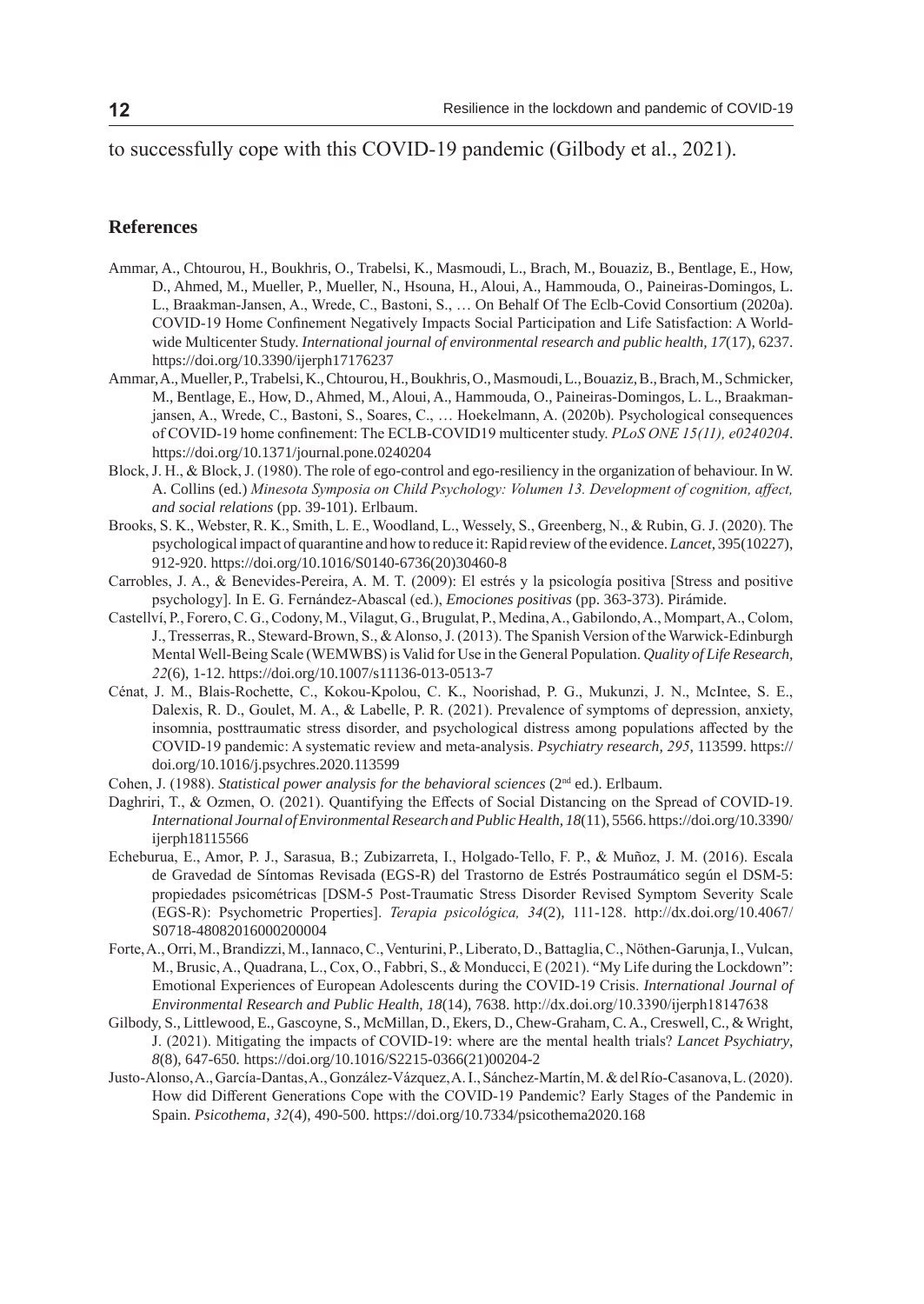to successfully cope with this COVID-19 pandemic (Gilbody et al., 2021).

## References

Ammar, A., Chtourou, H., Boukhris, O., Trabelsi, K., Masmoudi, L., Brach, M., Bouaziz, B., Bentlage, E., How, D., Ahmed, M., Mueller, P., Mueller, N., Hsouna, H., Aloui, A., Hammouda, O., Paineiras-Domingos, L. L., Braakman-Jansen, A., Wrede, C., Bastoni, S., … On Behalf Of The Eclb-Covid Consortium (2020a). COVID-19 Home Confinement Negatively Impacts Social Participation and Life Satisfaction: A Worldwide Multicenter Study. *International journal of environmental research and public health, 17*(17), 6237. https://doi.org/10.3390/ijerph17176237

Ammar, A., Mueller, P., Trabelsi, K., Chtourou, H., Boukhris, O., Masmoudi, L., Bouaziz, B., Brach, M., Schmicker, M., Bentlage, E., How, D., Ahmed, M., Aloui, A., Hammouda, O., Paineiras-Domingos, L. L., Braakman-jansen, A., Wrede, C., Bastoni, S., Soares, C., … Hoekelmann, A. (2020b). Psychological consequences of COVID-19 home confinement: The ECLB-COVID19 multicenter study. *PLoS ONE 15(11), e0240204*. https://doi.org/10.1371/journal.pone.0240204

Block, J. H., & Block, J. (1980). The role of ego-control and ego-resiliency in the organization of behaviour. In W. A. Collins (ed.) *Minesota Symposia on Child Psychology: Volumen 13. Development of cognition, affect, and social relations* (pp. 39-101). Erlbaum.

Brooks, S. K., Webster, R. K., Smith, L. E., Woodland, L., Wessely, S., Greenberg, N., & Rubin, G. J. (2020). The psychological impact of quarantine and how to reduce it: Rapid review of the evidence. *Lancet*, 395(10227), 912-920. https://doi.org/10.1016/S0140-6736(20)30460-8

Carrobles, J. A., & Benevides-Pereira, A. M. T. (2009): El estrés y la psicología positiva [Stress and positive psychology]. In E. G. Fernández-Abascal (ed.), *Emociones positivas* (pp. 363-373). Pirámide.

Castellví, P., Forero, C. G., Codony, M., Vilagut, G., Brugulat, P., Medina, A., Gabilondo, A., Mompart, A., Colom, J., Tresserras, R., Steward-Brown, S., & Alonso, J. (2013). The Spanish Version of the Warwick-Edinburgh Mental Well-Being Scale (WEMWBS) is Valid for Use in the General Population. *Quality of Life Research, 22*(6), 1-12. https://doi.org/10.1007/s11136-013-0513-7

Cénat, J. M., Blais-Rochette, C., Kokou-Kpolou, C. K., Noorishad, P. G., Mukunzi, J. N., McIntee, S. E., Dalexis, R. D., Goulet, M. A., & Labelle, P. R. (2021). Prevalence of symptoms of depression, anxiety, insomnia, posttraumatic stress disorder, and psychological distress among populations affected by the COVID-19 pandemic: A systematic review and meta-analysis. *Psychiatry research, 295*, 113599. https://doi.org/10.1016/j.psychres.2020.113599

Cohen, J. (1988). *Statistical power analysis for the behavioral sciences* (2nd ed.). Erlbaum.

Daghriri, T., & Ozmen, O. (2021). Quantifying the Effects of Social Distancing on the Spread of COVID-19. *International Journal of Environmental Research and Public Health, 18*(11), 5566. https://doi.org/10.3390/ijerph18115566

Echeburua, E., Amor, P. J., Sarasua, B.; Zubizarreta, I., Holgado-Tello, F. P., & Muñoz, J. M. (2016). Escala de Gravedad de Síntomas Revisada (EGS-R) del Trastorno de Estrés Postraumático según el DSM-5: propiedades psicométricas [DSM-5 Post-Traumatic Stress Disorder Revised Symptom Severity Scale (EGS-R): Psychometric Properties]. *Terapia psicológica, 34*(2), 111-128. http://dx.doi.org/10.4067/S0718-48082016000200004

Forte, A., Orri, M., Brandizzi, M., Iannaco, C., Venturini, P., Liberato, D., Battaglia, C., Nöthen-Garunja, I., Vulcan, M., Brusic, A., Quadrana, L., Cox, O., Fabbri, S., & Monducci, E (2021). "My Life during the Lockdown": Emotional Experiences of European Adolescents during the COVID-19 Crisis. *International Journal of Environmental Research and Public Health, 18*(14), 7638. http://dx.doi.org/10.3390/ijerph18147638

Gilbody, S., Littlewood, E., Gascoyne, S., McMillan, D., Ekers, D., Chew-Graham, C. A., Creswell, C., & Wright, J. (2021). Mitigating the impacts of COVID-19: where are the mental health trials? *Lancet Psychiatry, 8*(8), 647-650. https://doi.org/10.1016/S2215-0366(21)00204-2

Justo-Alonso, A., García-Dantas, A., González-Vázquez, A. I., Sánchez-Martín, M. & del Río-Casanova, L. (2020). How did Different Generations Cope with the COVID-19 Pandemic? Early Stages of the Pandemic in Spain. *Psicothema, 32*(4), 490-500. https://doi.org/10.7334/psicothema2020.168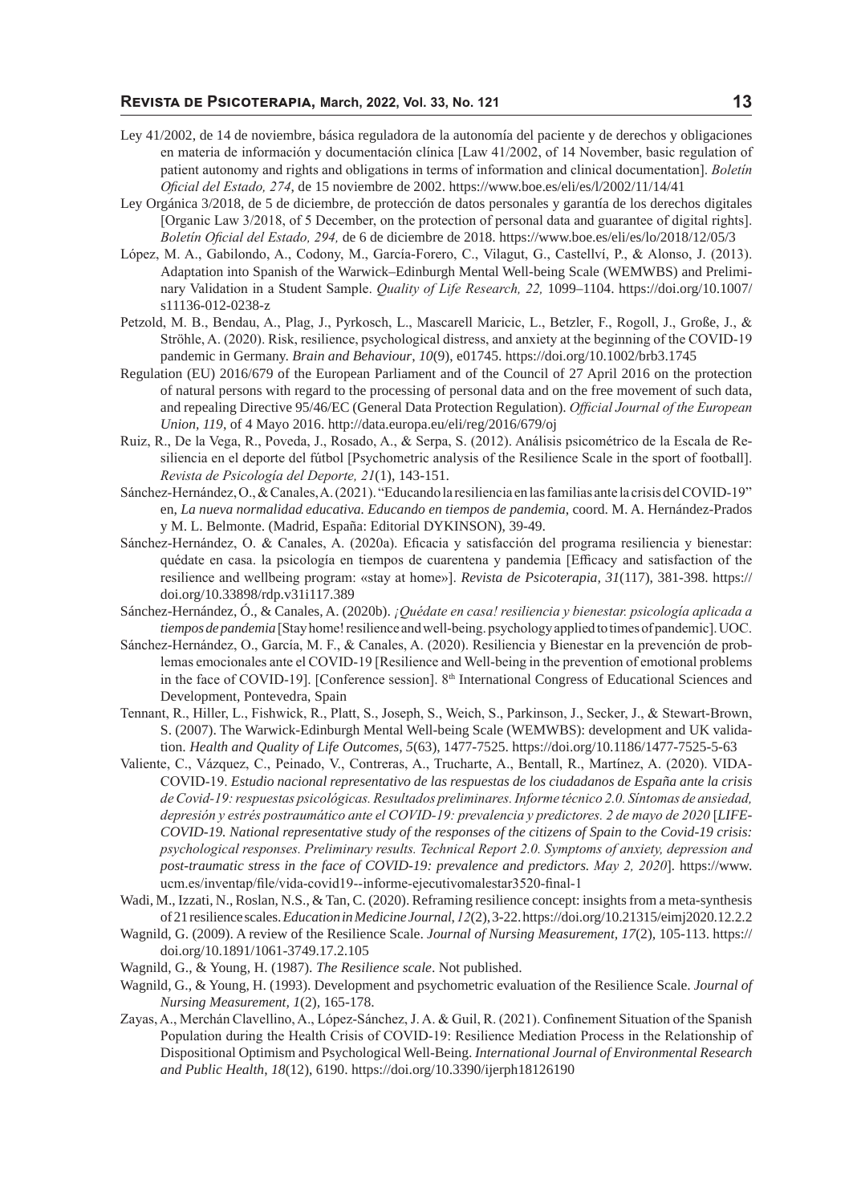Ley 41/2002, de 14 de noviembre, básica reguladora de la autonomía del paciente y de derechos y obligaciones en materia de información y documentación clínica [Law 41/2002, of 14 November, basic regulation of patient autonomy and rights and obligations in terms of information and clinical documentation]. *Boletín Oficial del Estado, 274,* de 15 noviembre de 2002. https://www.boe.es/eli/es/l/2002/11/14/41

Ley Orgánica 3/2018, de 5 de diciembre, de protección de datos personales y garantía de los derechos digitales [Organic Law 3/2018, of 5 December, on the protection of personal data and guarantee of digital rights]. *Boletín Oficial del Estado, 294,* de 6 de diciembre de 2018. https://www.boe.es/eli/es/lo/2018/12/05/3

López, M. A., Gabilondo, A., Codony, M., García-Forero, C., Vilagut, G., Castellví, P., & Alonso, J. (2013). Adaptation into Spanish of the Warwick–Edinburgh Mental Well-being Scale (WEMWBS) and Preliminary Validation in a Student Sample. *Quality of Life Research, 22,* 1099–1104. https://doi.org/10.1007/s11136-012-0238-z

Petzold, M. B., Bendau, A., Plag, J., Pyrkosch, L., Mascarell Maricic, L., Betzler, F., Rogoll, J., Große, J., & Ströhle, A. (2020). Risk, resilience, psychological distress, and anxiety at the beginning of the COVID-19 pandemic in Germany. *Brain and Behaviour*, *10*(9), e01745. https://doi.org/10.1002/brb3.1745

Regulation (EU) 2016/679 of the European Parliament and of the Council of 27 April 2016 on the protection of natural persons with regard to the processing of personal data and on the free movement of such data, and repealing Directive 95/46/EC (General Data Protection Regulation). *Official Journal of the European Union, 119,* of 4 Mayo 2016. http://data.europa.eu/eli/reg/2016/679/oj

Ruiz, R., De la Vega, R., Poveda, J., Rosado, A., & Serpa, S. (2012). Análisis psicométrico de la Escala de Resiliencia en el deporte del fútbol [Psychometric analysis of the Resilience Scale in the sport of football]. *Revista de Psicología del Deporte, 21*(1), 143-151.

Sánchez-Hernández, O., & Canales, A. (2021). "Educando la resiliencia en las familias ante la crisis del COVID-19" en, *La nueva normalidad educativa. Educando en tiempos de pandemia,* coord. M. A. Hernández-Prados y M. L. Belmonte. (Madrid, España: Editorial DYKINSON), 39-49.

Sánchez-Hernández, O. & Canales, A. (2020a). Eficacia y satisfacción del programa resiliencia y bienestar: quédate en casa. la psicología en tiempos de cuarentena y pandemia [Efficacy and satisfaction of the resilience and wellbeing program: «stay at home»]. *Revista de Psicoterapia, 31*(117), 381-398. https://doi.org/10.33898/rdp.v31i117.389

Sánchez-Hernández, Ó., & Canales, A. (2020b). *¡Quédate en casa! resiliencia y bienestar. psicología aplicada a tiempos de pandemia* [Stay home! resilience and well-being. psychology applied to times of pandemic]. UOC.

Sánchez-Hernández, O., García, M. F., & Canales, A. (2020). Resiliencia y Bienestar en la prevención de problemas emocionales ante el COVID-19 [Resilience and Well-being in the prevention of emotional problems in the face of COVID-19]. [Conference session]. 8th International Congress of Educational Sciences and Development, Pontevedra, Spain

Tennant, R., Hiller, L., Fishwick, R., Platt, S., Joseph, S., Weich, S., Parkinson, J., Secker, J., & Stewart-Brown, S. (2007). The Warwick-Edinburgh Mental Well-being Scale (WEMWBS): development and UK validation. *Health and Quality of Life Outcomes, 5*(63), 1477-7525. https://doi.org/10.1186/1477-7525-5-63

Valiente, C., Vázquez, C., Peinado, V., Contreras, A., Trucharte, A., Bentall, R., Martínez, A. (2020). VIDA-COVID-19. *Estudio nacional representativo de las respuestas de los ciudadanos de España ante la crisis de Covid-19: respuestas psicológicas. Resultados preliminares. Informe técnico 2.0. Síntomas de ansiedad, depresión y estrés postraumático ante el COVID-19: prevalencia y predictores. 2 de mayo de 2020* [*LIFE-COVID-19. National representative study of the responses of the citizens of Spain to the Covid-19 crisis: psychological responses. Preliminary results. Technical Report 2.0. Symptoms of anxiety, depression and post-traumatic stress in the face of COVID-19: prevalence and predictors. May 2, 2020*]. https://www.ucm.es/inventap/file/vida-covid19--informe-ejecutivomalestar3520-final-1

Wadi, M., Izzati, N., Roslan, N.S., & Tan, C. (2020). Reframing resilience concept: insights from a meta-synthesis of 21 resilience scales. *Education in Medicine Journal*, *12*(2), 3-22. https://doi.org/10.21315/eimj2020.12.2.2

Wagnild, G. (2009). A review of the Resilience Scale. *Journal of Nursing Measurement, 17*(2), 105-113. https://doi.org/10.1891/1061-3749.17.2.105

Wagnild, G., & Young, H. (1987). *The Resilience scale*. Not published.

Wagnild, G., & Young, H. (1993). Development and psychometric evaluation of the Resilience Scale. *Journal of Nursing Measurement, 1*(2), 165-178.

Zayas, A., Merchán Clavellino, A., López-Sánchez, J. A. & Guil, R. (2021). Confinement Situation of the Spanish Population during the Health Crisis of COVID-19: Resilience Mediation Process in the Relationship of Dispositional Optimism and Psychological Well-Being. *International Journal of Environmental Research and Public Health*, *18*(12), 6190. https://doi.org/10.3390/ijerph18126190